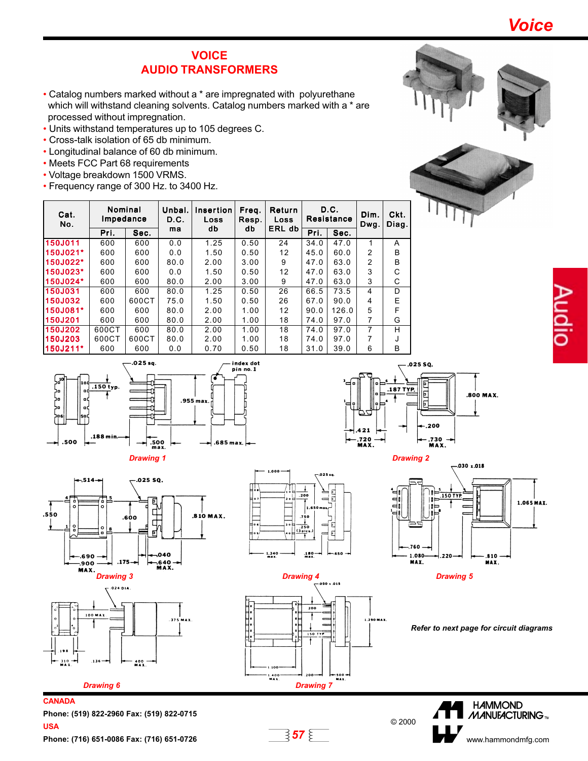# VOICE AUDIO TRANSFORMERS

- Catalog numbers marked without a * are impregnated with polyurethane which will withstand cleaning solvents. Catalog numbers marked with a * are processed without impregnation.
- Units withstand temperatures up to 105 degrees C.
- Cross-talk isolation of 65 db minimum.
- Longitudinal balance of 60 db minimum.
- Meets FCC Part 68 requirements
- Voltage breakdown 1500 VRMS.
- Frequency range of 300 Hz. to 3400 Hz.

| Cat. No. | Nominal Impedance | | Unbal. D.C. ma | Insertion Loss db | Freq. Resp. db | Return Loss ERL db | D.C. Resistance | | Dim. Dwg. | Ckt. Diag. |
|---|---|---|---|---|---|---|---|---|---|---|
| | Pri. | Sec. | | | | | Pri. | Sec. | | |
| 150J011 | 600 | 600 | 0.0 | 1.25 | 0.50 | 24 | 34.0 | 47.0 | 1 | A |
| 150J021* | 600 | 600 | 0.0 | 1.50 | 0.50 | 12 | 45.0 | 60.0 | 2 | B |
| 150J022* | 600 | 600 | 80.0 | 2.00 | 3.00 | 9 | 47.0 | 63.0 | 2 | B |
| 150J023* | 600 | 600 | 0.0 | 1.50 | 0.50 | 12 | 47.0 | 63.0 | 3 | C |
| 150J024* | 600 | 600 | 80.0 | 2.00 | 3.00 | 9 | 47.0 | 63.0 | 3 | C |
| 150J031 | 600 | 600 | 80.0 | 1.25 | 0.50 | 26 | 66.5 | 73.5 | 4 | D |
| 150J032 | 600 | 600CT | 75.0 | 1.50 | 0.50 | 26 | 67.0 | 90.0 | 4 | E |
| 150J081* | 600 | 600 | 80.0 | 2.00 | 1.00 | 12 | 90.0 | 126.0 | 5 | F |
| 150J201 | 600 | 600 | 80.0 | 2.00 | 1.00 | 18 | 74.0 | 97.0 | 7 | G |
| 150J202 | 600CT | 600 | 80.0 | 2.00 | 1.00 | 18 | 74.0 | 97.0 | 7 | H |
| 150J203 | 600CT | 600CT | 80.0 | 2.00 | 1.00 | 18 | 74.0 | 97.0 | 7 | J |
| 150J211* | 600 | 600 | 0.0 | 0.70 | 0.50 | 18 | 31.0 | 39.0 | 6 | B |

*Drawing 1*

*Drawing 2*

*Drawing 3*

*Drawing 4*

*Drawing 5*

*Drawing 6*

*Drawing 7*

***Refer to next page for circuit diagrams***

**CANADA**
**Phone: (519) 822-2960 Fax: (519) 822-0715**
**USA**
**Phone: (716) 651-0086 Fax: (716) 651-0726**

© 2000

HAMMOND MANUFACTURING™
www.hammondmfg.com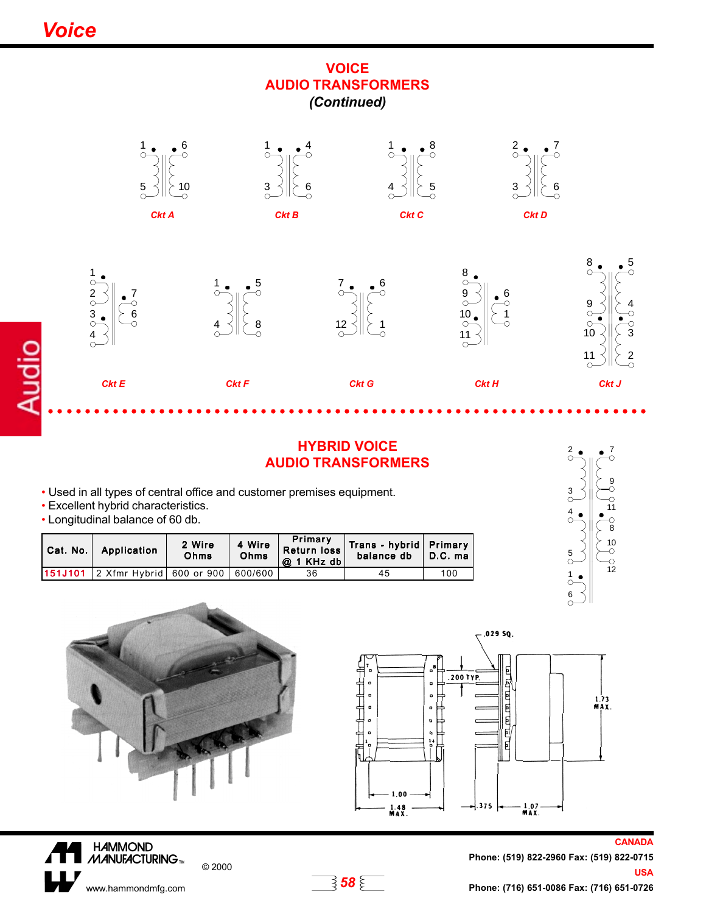# VOICE AUDIO TRANSFORMERS *(Continued)*

1 6
5 10
*Ckt A*

1 4
3 6
*Ckt B*

1 8
4 5
*Ckt C*

2 7
3 6
*Ckt D*

1
2 7
3 6
4
*Ckt E*

1 5
4 8
*Ckt F*

7 6
12 1
*Ckt G*

8
9 6
10 1
11
*Ckt H*

8 5
9 4
10 3
11 2
*Ckt J*

# HYBRID VOICE AUDIO TRANSFORMERS

- Used in all types of central office and customer premises equipment.
- Excellent hybrid characteristics.
- Longitudinal balance of 60 db.

| Cat. No. | Application | 2 Wire Ohms | 4 Wire Ohms | Primary Return loss @ 1 KHz db | Trans - hybrid balance db | Primary D.C. ma |
|---|---|---|---|---|---|---|
| 151J101 | 2 Xfmr Hybrid | 600 or 900 | 600/600 | 36 | 45 | 100 |

2 7
9
3
11
4
8
10
5
12
1
6

.029 SQ.
.200 TYP.
1.73 MAX.
1.00
1.48 MAX.
.375
1.07 MAX.

HAMMOND MANUFACTURING™
www.hammondmfg.com
© 2000

CANADA
Phone: (519) 822-2960 Fax: (519) 822-0715
USA
Phone: (716) 651-0086 Fax: (716) 651-0726